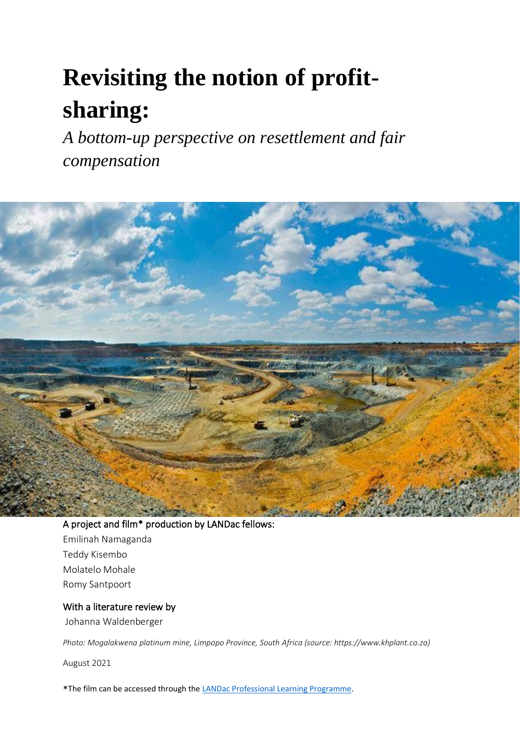# Revisiting the notion of profit-sharing:

*A bottom-up perspective on resettlement and fair compensation*

A project and film* production by LANDac fellows:

Emilinah Namaganda
Teddy Kisembo
Molatelo Mohale
Romy Santpoort

With a literature review by

Johanna Waldenberger

*Photo: Mogalakwena platinum mine, Limpopo Province, South Africa (source: https://www.khplant.co.za)*

August 2021

*The film can be accessed through the LANDac Professional Learning Programme.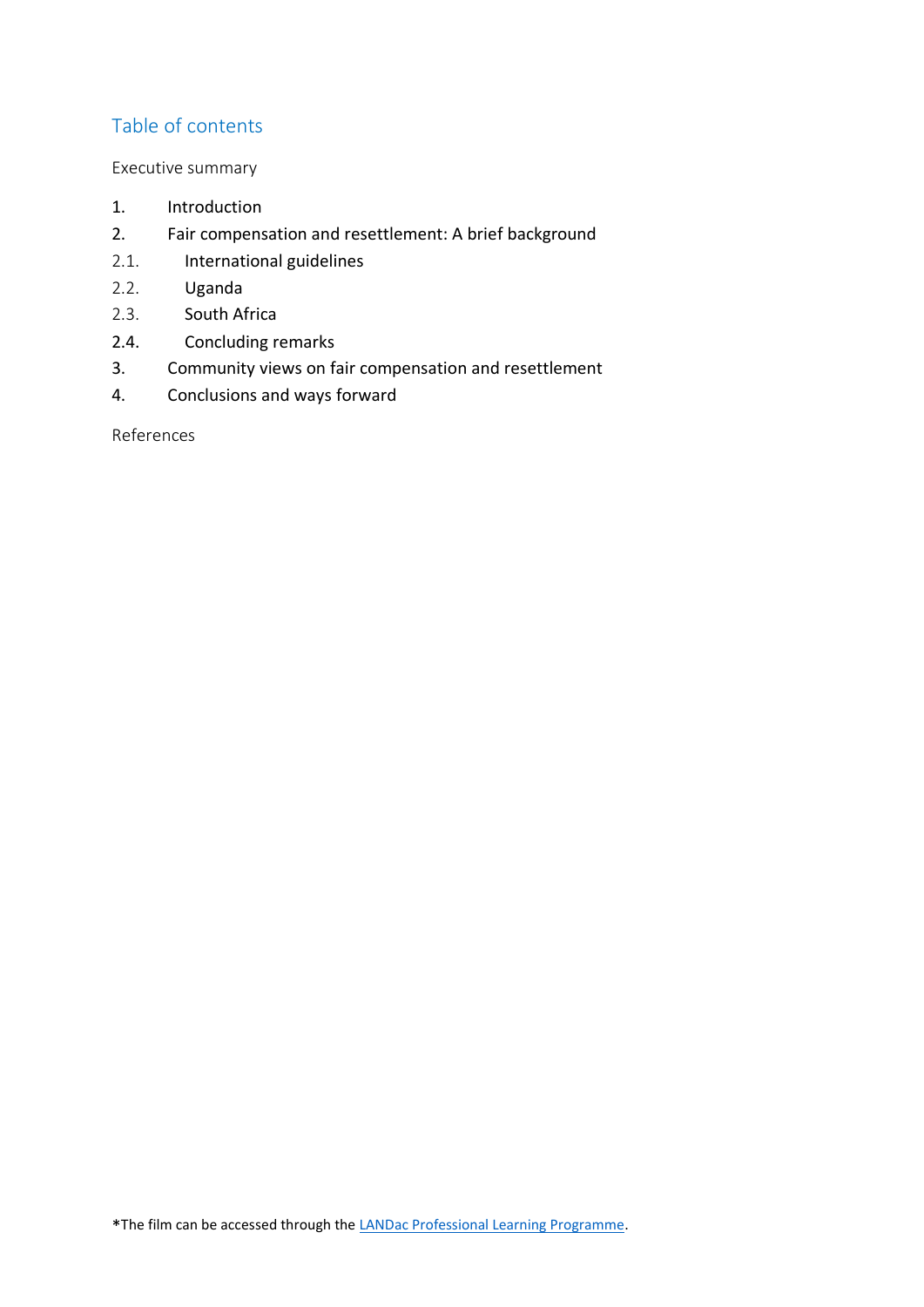## Table of contents

Executive summary

1. Introduction
2. Fair compensation and resettlement: A brief background
   - 2.1. International guidelines
   - 2.2. Uganda
   - 2.3. South Africa
   - 2.4. Concluding remarks
3. Community views on fair compensation and resettlement
4. Conclusions and ways forward

References

*The film can be accessed through the [LANDac Professional Learning Programme].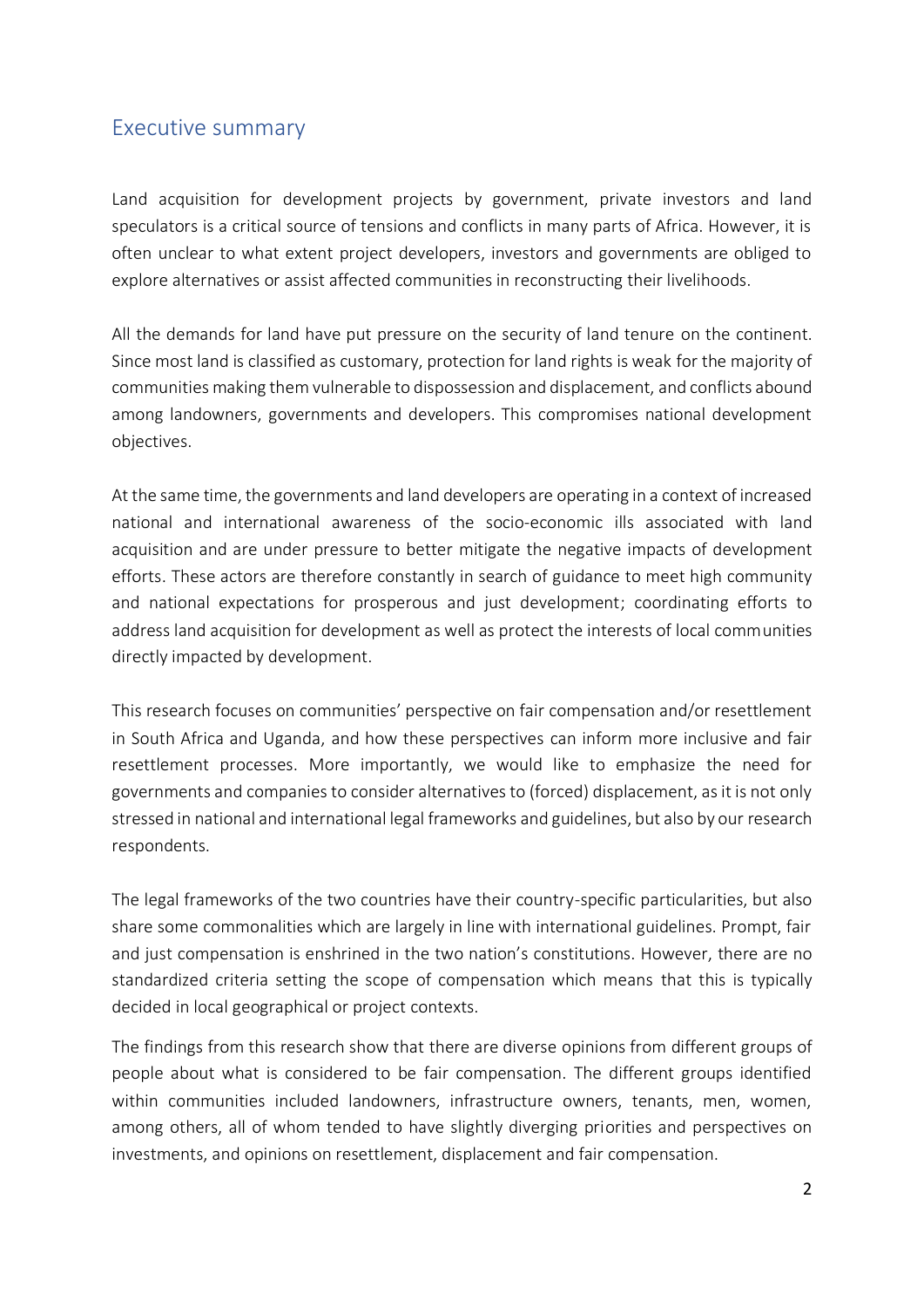## Executive summary

Land acquisition for development projects by government, private investors and land speculators is a critical source of tensions and conflicts in many parts of Africa. However, it is often unclear to what extent project developers, investors and governments are obliged to explore alternatives or assist affected communities in reconstructing their livelihoods.

All the demands for land have put pressure on the security of land tenure on the continent. Since most land is classified as customary, protection for land rights is weak for the majority of communities making them vulnerable to dispossession and displacement, and conflicts abound among landowners, governments and developers. This compromises national development objectives.

At the same time, the governments and land developers are operating in a context of increased national and international awareness of the socio-economic ills associated with land acquisition and are under pressure to better mitigate the negative impacts of development efforts. These actors are therefore constantly in search of guidance to meet high community and national expectations for prosperous and just development; coordinating efforts to address land acquisition for development as well as protect the interests of local communities directly impacted by development.

This research focuses on communities' perspective on fair compensation and/or resettlement in South Africa and Uganda, and how these perspectives can inform more inclusive and fair resettlement processes. More importantly, we would like to emphasize the need for governments and companies to consider alternatives to (forced) displacement, as it is not only stressed in national and international legal frameworks and guidelines, but also by our research respondents.

The legal frameworks of the two countries have their country-specific particularities, but also share some commonalities which are largely in line with international guidelines. Prompt, fair and just compensation is enshrined in the two nation's constitutions. However, there are no standardized criteria setting the scope of compensation which means that this is typically decided in local geographical or project contexts.

The findings from this research show that there are diverse opinions from different groups of people about what is considered to be fair compensation. The different groups identified within communities included landowners, infrastructure owners, tenants, men, women, among others, all of whom tended to have slightly diverging priorities and perspectives on investments, and opinions on resettlement, displacement and fair compensation.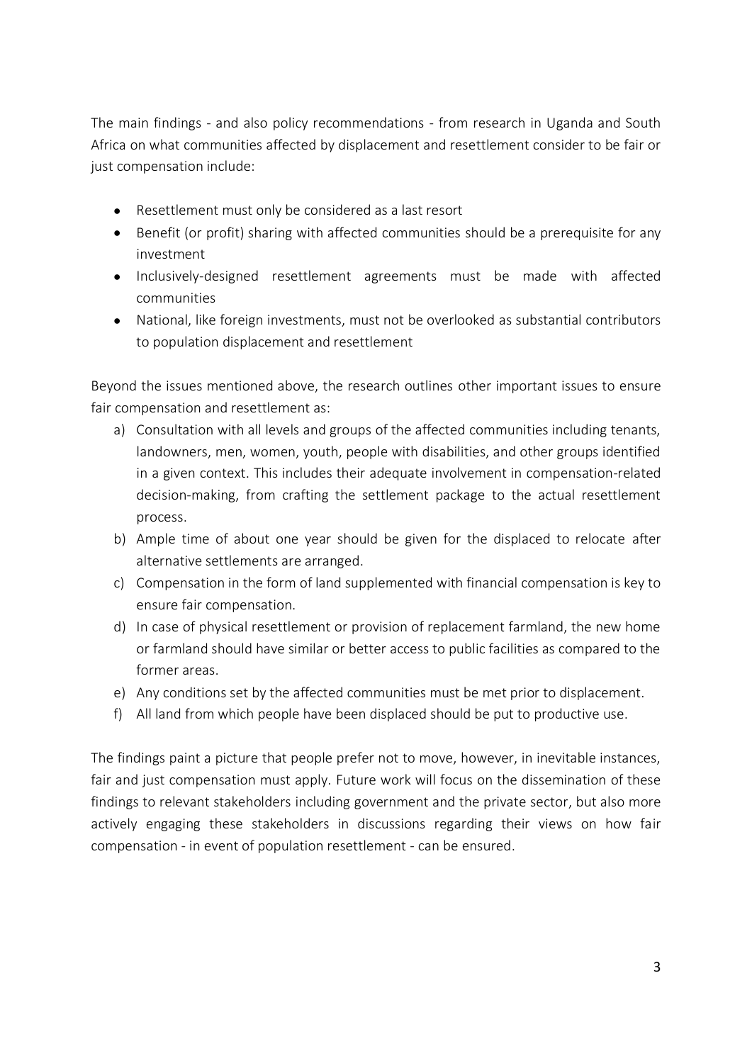The main findings - and also policy recommendations - from research in Uganda and South Africa on what communities affected by displacement and resettlement consider to be fair or just compensation include:

- Resettlement must only be considered as a last resort
- Benefit (or profit) sharing with affected communities should be a prerequisite for any investment
- Inclusively-designed resettlement agreements must be made with affected communities
- National, like foreign investments, must not be overlooked as substantial contributors to population displacement and resettlement

Beyond the issues mentioned above, the research outlines other important issues to ensure fair compensation and resettlement as:

a) Consultation with all levels and groups of the affected communities including tenants, landowners, men, women, youth, people with disabilities, and other groups identified in a given context. This includes their adequate involvement in compensation-related decision-making, from crafting the settlement package to the actual resettlement process.
b) Ample time of about one year should be given for the displaced to relocate after alternative settlements are arranged.
c) Compensation in the form of land supplemented with financial compensation is key to ensure fair compensation.
d) In case of physical resettlement or provision of replacement farmland, the new home or farmland should have similar or better access to public facilities as compared to the former areas.
e) Any conditions set by the affected communities must be met prior to displacement.
f) All land from which people have been displaced should be put to productive use.

The findings paint a picture that people prefer not to move, however, in inevitable instances, fair and just compensation must apply. Future work will focus on the dissemination of these findings to relevant stakeholders including government and the private sector, but also more actively engaging these stakeholders in discussions regarding their views on how fair compensation - in event of population resettlement - can be ensured.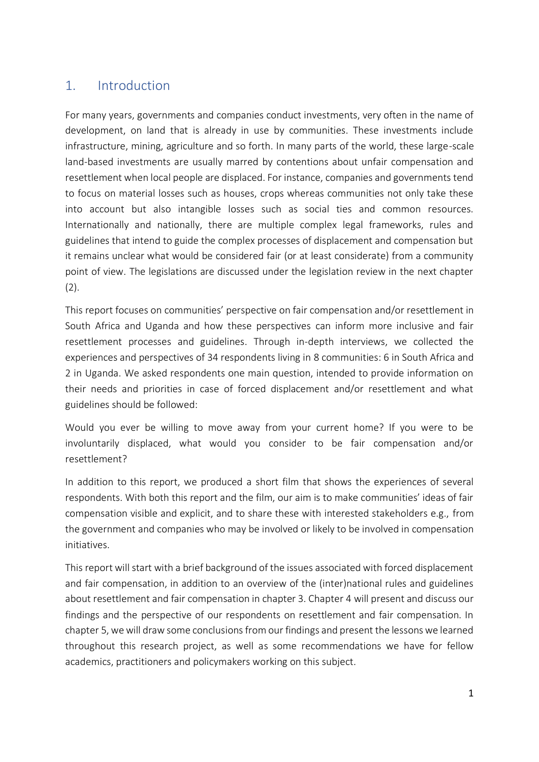## 1. Introduction

For many years, governments and companies conduct investments, very often in the name of development, on land that is already in use by communities. These investments include infrastructure, mining, agriculture and so forth. In many parts of the world, these large-scale land-based investments are usually marred by contentions about unfair compensation and resettlement when local people are displaced. For instance, companies and governments tend to focus on material losses such as houses, crops whereas communities not only take these into account but also intangible losses such as social ties and common resources. Internationally and nationally, there are multiple complex legal frameworks, rules and guidelines that intend to guide the complex processes of displacement and compensation but it remains unclear what would be considered fair (or at least considerate) from a community point of view. The legislations are discussed under the legislation review in the next chapter (2).

This report focuses on communities' perspective on fair compensation and/or resettlement in South Africa and Uganda and how these perspectives can inform more inclusive and fair resettlement processes and guidelines. Through in-depth interviews, we collected the experiences and perspectives of 34 respondents living in 8 communities: 6 in South Africa and 2 in Uganda. We asked respondents one main question, intended to provide information on their needs and priorities in case of forced displacement and/or resettlement and what guidelines should be followed:

Would you ever be willing to move away from your current home? If you were to be involuntarily displaced, what would you consider to be fair compensation and/or resettlement?

In addition to this report, we produced a short film that shows the experiences of several respondents. With both this report and the film, our aim is to make communities' ideas of fair compensation visible and explicit, and to share these with interested stakeholders e.g., from the government and companies who may be involved or likely to be involved in compensation initiatives.

This report will start with a brief background of the issues associated with forced displacement and fair compensation, in addition to an overview of the (inter)national rules and guidelines about resettlement and fair compensation in chapter 3. Chapter 4 will present and discuss our findings and the perspective of our respondents on resettlement and fair compensation. In chapter 5, we will draw some conclusions from our findings and present the lessons we learned throughout this research project, as well as some recommendations we have for fellow academics, practitioners and policymakers working on this subject.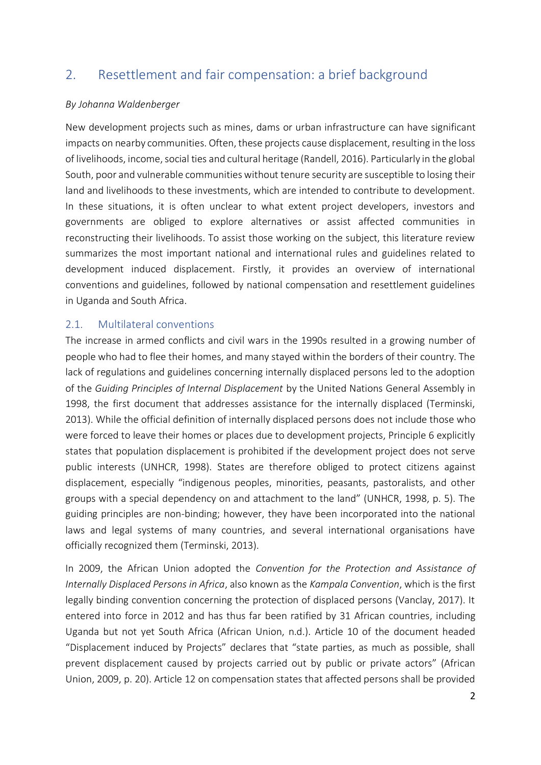## 2. Resettlement and fair compensation: a brief background

*By Johanna Waldenberger*

New development projects such as mines, dams or urban infrastructure can have significant impacts on nearby communities. Often, these projects cause displacement, resulting in the loss of livelihoods, income, social ties and cultural heritage (Randell, 2016). Particularly in the global South, poor and vulnerable communities without tenure security are susceptible to losing their land and livelihoods to these investments, which are intended to contribute to development. In these situations, it is often unclear to what extent project developers, investors and governments are obliged to explore alternatives or assist affected communities in reconstructing their livelihoods. To assist those working on the subject, this literature review summarizes the most important national and international rules and guidelines related to development induced displacement. Firstly, it provides an overview of international conventions and guidelines, followed by national compensation and resettlement guidelines in Uganda and South Africa.

### 2.1. Multilateral conventions

The increase in armed conflicts and civil wars in the 1990s resulted in a growing number of people who had to flee their homes, and many stayed within the borders of their country. The lack of regulations and guidelines concerning internally displaced persons led to the adoption of the *Guiding Principles of Internal Displacement* by the United Nations General Assembly in 1998, the first document that addresses assistance for the internally displaced (Terminski, 2013). While the official definition of internally displaced persons does not include those who were forced to leave their homes or places due to development projects, Principle 6 explicitly states that population displacement is prohibited if the development project does not serve public interests (UNHCR, 1998). States are therefore obliged to protect citizens against displacement, especially "indigenous peoples, minorities, peasants, pastoralists, and other groups with a special dependency on and attachment to the land" (UNHCR, 1998, p. 5). The guiding principles are non-binding; however, they have been incorporated into the national laws and legal systems of many countries, and several international organisations have officially recognized them (Terminski, 2013).

In 2009, the African Union adopted the *Convention for the Protection and Assistance of Internally Displaced Persons in Africa*, also known as the *Kampala Convention*, which is the first legally binding convention concerning the protection of displaced persons (Vanclay, 2017). It entered into force in 2012 and has thus far been ratified by 31 African countries, including Uganda but not yet South Africa (African Union, n.d.). Article 10 of the document headed "Displacement induced by Projects" declares that "state parties, as much as possible, shall prevent displacement caused by projects carried out by public or private actors" (African Union, 2009, p. 20). Article 12 on compensation states that affected persons shall be provided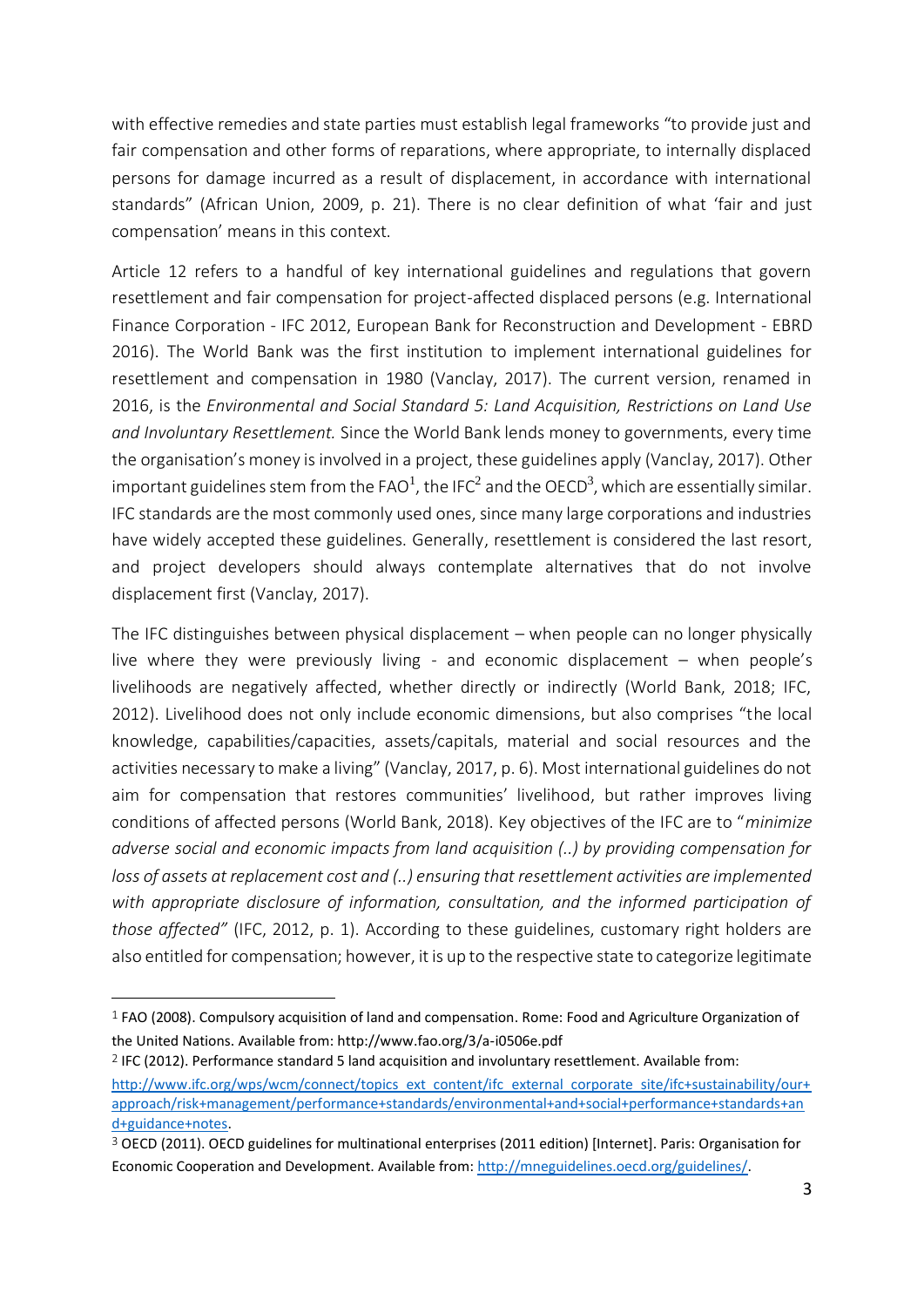with effective remedies and state parties must establish legal frameworks “to provide just and fair compensation and other forms of reparations, where appropriate, to internally displaced persons for damage incurred as a result of displacement, in accordance with international standards” (African Union, 2009, p. 21). There is no clear definition of what ‘fair and just compensation’ means in this context.

Article 12 refers to a handful of key international guidelines and regulations that govern resettlement and fair compensation for project-affected displaced persons (e.g. International Finance Corporation - IFC 2012, European Bank for Reconstruction and Development - EBRD 2016). The World Bank was the first institution to implement international guidelines for resettlement and compensation in 1980 (Vanclay, 2017). The current version, renamed in 2016, is the *Environmental and Social Standard 5: Land Acquisition, Restrictions on Land Use and Involuntary Resettlement.* Since the World Bank lends money to governments, every time the organisation’s money is involved in a project, these guidelines apply (Vanclay, 2017). Other important guidelines stem from the FAO[1], the IFC[2] and the OECD[3], which are essentially similar. IFC standards are the most commonly used ones, since many large corporations and industries have widely accepted these guidelines. Generally, resettlement is considered the last resort, and project developers should always contemplate alternatives that do not involve displacement first (Vanclay, 2017).

The IFC distinguishes between physical displacement – when people can no longer physically live where they were previously living - and economic displacement – when people’s livelihoods are negatively affected, whether directly or indirectly (World Bank, 2018; IFC, 2012). Livelihood does not only include economic dimensions, but also comprises “the local knowledge, capabilities/capacities, assets/capitals, material and social resources and the activities necessary to make a living” (Vanclay, 2017, p. 6). Most international guidelines do not aim for compensation that restores communities’ livelihood, but rather improves living conditions of affected persons (World Bank, 2018). Key objectives of the IFC are to “*minimize adverse social and economic impacts from land acquisition (..) by providing compensation for loss of assets at replacement cost and (..) ensuring that resettlement activities are implemented with appropriate disclosure of information, consultation, and the informed participation of those affected”* (IFC, 2012, p. 1). According to these guidelines, customary right holders are also entitled for compensation; however, it is up to the respective state to categorize legitimate

---

[1] FAO (2008). Compulsory acquisition of land and compensation. Rome: Food and Agriculture Organization of the United Nations. Available from: http://www.fao.org/3/a-i0506e.pdf

[2] IFC (2012). Performance standard 5 land acquisition and involuntary resettlement. Available from: http://www.ifc.org/wps/wcm/connect/topics_ext_content/ifc_external_corporate_site/ifc+sustainability/our+approach/risk+management/performance+standards/environmental+and+social+performance+standards+and+guidance+notes.

[3] OECD (2011). OECD guidelines for multinational enterprises (2011 edition) [Internet]. Paris: Organisation for Economic Cooperation and Development. Available from: http://mneguidelines.oecd.org/guidelines/.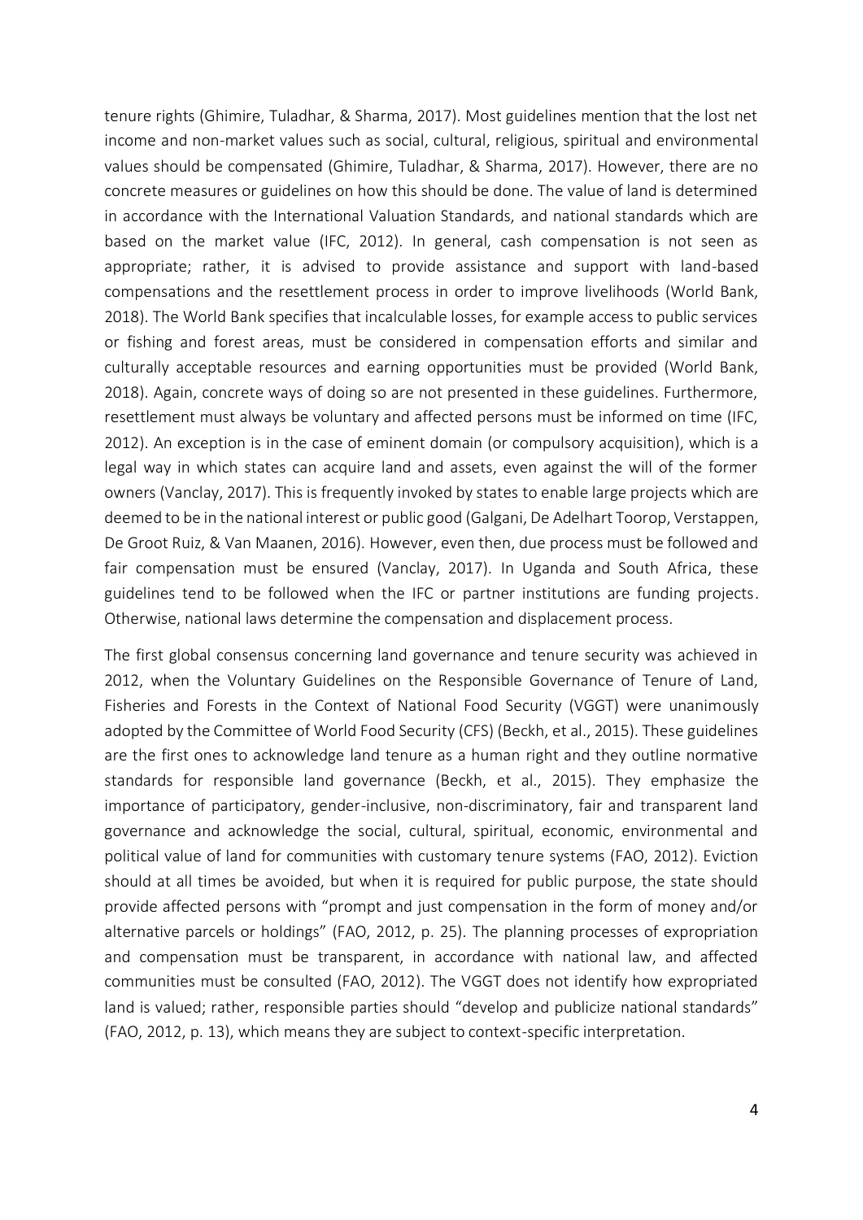tenure rights (Ghimire, Tuladhar, & Sharma, 2017). Most guidelines mention that the lost net income and non-market values such as social, cultural, religious, spiritual and environmental values should be compensated (Ghimire, Tuladhar, & Sharma, 2017). However, there are no concrete measures or guidelines on how this should be done. The value of land is determined in accordance with the International Valuation Standards, and national standards which are based on the market value (IFC, 2012). In general, cash compensation is not seen as appropriate; rather, it is advised to provide assistance and support with land-based compensations and the resettlement process in order to improve livelihoods (World Bank, 2018). The World Bank specifies that incalculable losses, for example access to public services or fishing and forest areas, must be considered in compensation efforts and similar and culturally acceptable resources and earning opportunities must be provided (World Bank, 2018). Again, concrete ways of doing so are not presented in these guidelines. Furthermore, resettlement must always be voluntary and affected persons must be informed on time (IFC, 2012). An exception is in the case of eminent domain (or compulsory acquisition), which is a legal way in which states can acquire land and assets, even against the will of the former owners (Vanclay, 2017). This is frequently invoked by states to enable large projects which are deemed to be in the national interest or public good (Galgani, De Adelhart Toorop, Verstappen, De Groot Ruiz, & Van Maanen, 2016). However, even then, due process must be followed and fair compensation must be ensured (Vanclay, 2017). In Uganda and South Africa, these guidelines tend to be followed when the IFC or partner institutions are funding projects. Otherwise, national laws determine the compensation and displacement process.

The first global consensus concerning land governance and tenure security was achieved in 2012, when the Voluntary Guidelines on the Responsible Governance of Tenure of Land, Fisheries and Forests in the Context of National Food Security (VGGT) were unanimously adopted by the Committee of World Food Security (CFS) (Beckh, et al., 2015). These guidelines are the first ones to acknowledge land tenure as a human right and they outline normative standards for responsible land governance (Beckh, et al., 2015). They emphasize the importance of participatory, gender-inclusive, non-discriminatory, fair and transparent land governance and acknowledge the social, cultural, spiritual, economic, environmental and political value of land for communities with customary tenure systems (FAO, 2012). Eviction should at all times be avoided, but when it is required for public purpose, the state should provide affected persons with "prompt and just compensation in the form of money and/or alternative parcels or holdings" (FAO, 2012, p. 25). The planning processes of expropriation and compensation must be transparent, in accordance with national law, and affected communities must be consulted (FAO, 2012). The VGGT does not identify how expropriated land is valued; rather, responsible parties should "develop and publicize national standards" (FAO, 2012, p. 13), which means they are subject to context-specific interpretation.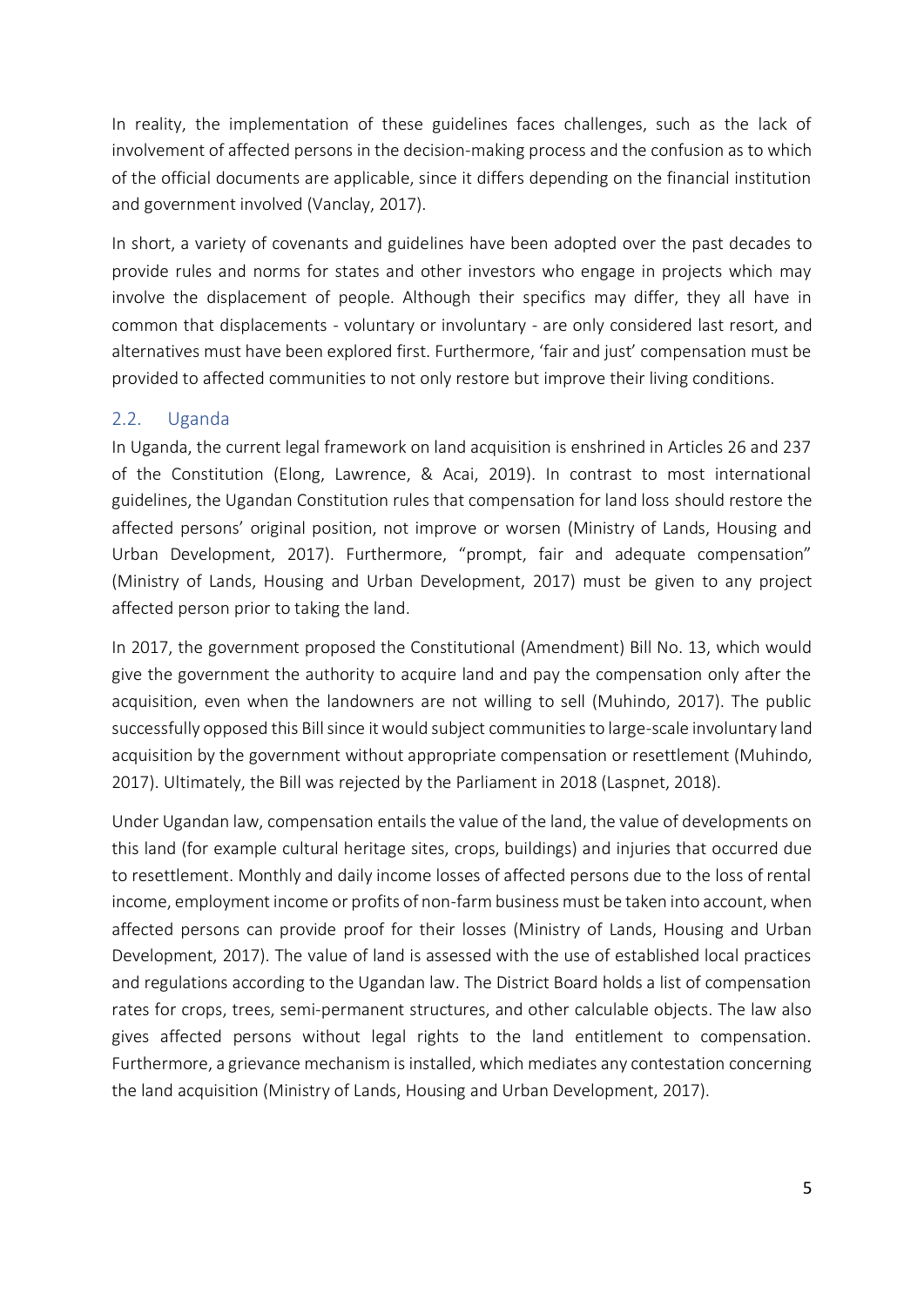In reality, the implementation of these guidelines faces challenges, such as the lack of involvement of affected persons in the decision-making process and the confusion as to which of the official documents are applicable, since it differs depending on the financial institution and government involved (Vanclay, 2017).

In short, a variety of covenants and guidelines have been adopted over the past decades to provide rules and norms for states and other investors who engage in projects which may involve the displacement of people. Although their specifics may differ, they all have in common that displacements - voluntary or involuntary - are only considered last resort, and alternatives must have been explored first. Furthermore, 'fair and just' compensation must be provided to affected communities to not only restore but improve their living conditions.

## 2.2. Uganda

In Uganda, the current legal framework on land acquisition is enshrined in Articles 26 and 237 of the Constitution (Elong, Lawrence, & Acai, 2019). In contrast to most international guidelines, the Ugandan Constitution rules that compensation for land loss should restore the affected persons' original position, not improve or worsen (Ministry of Lands, Housing and Urban Development, 2017). Furthermore, "prompt, fair and adequate compensation" (Ministry of Lands, Housing and Urban Development, 2017) must be given to any project affected person prior to taking the land.

In 2017, the government proposed the Constitutional (Amendment) Bill No. 13, which would give the government the authority to acquire land and pay the compensation only after the acquisition, even when the landowners are not willing to sell (Muhindo, 2017). The public successfully opposed this Bill since it would subject communities to large-scale involuntary land acquisition by the government without appropriate compensation or resettlement (Muhindo, 2017). Ultimately, the Bill was rejected by the Parliament in 2018 (Laspnet, 2018).

Under Ugandan law, compensation entails the value of the land, the value of developments on this land (for example cultural heritage sites, crops, buildings) and injuries that occurred due to resettlement. Monthly and daily income losses of affected persons due to the loss of rental income, employment income or profits of non-farm business must be taken into account, when affected persons can provide proof for their losses (Ministry of Lands, Housing and Urban Development, 2017). The value of land is assessed with the use of established local practices and regulations according to the Ugandan law. The District Board holds a list of compensation rates for crops, trees, semi-permanent structures, and other calculable objects. The law also gives affected persons without legal rights to the land entitlement to compensation. Furthermore, a grievance mechanism is installed, which mediates any contestation concerning the land acquisition (Ministry of Lands, Housing and Urban Development, 2017).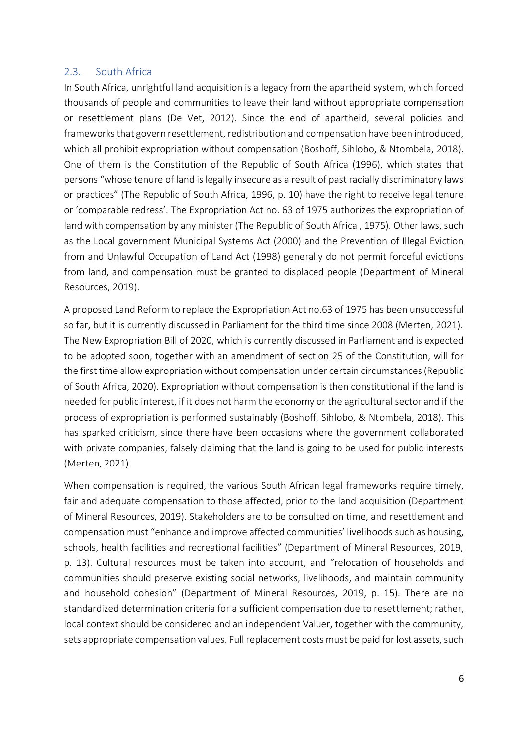### 2.3. South Africa

In South Africa, unrightful land acquisition is a legacy from the apartheid system, which forced thousands of people and communities to leave their land without appropriate compensation or resettlement plans (De Vet, 2012). Since the end of apartheid, several policies and frameworks that govern resettlement, redistribution and compensation have been introduced, which all prohibit expropriation without compensation (Boshoff, Sihlobo, & Ntombela, 2018). One of them is the Constitution of the Republic of South Africa (1996), which states that persons "whose tenure of land is legally insecure as a result of past racially discriminatory laws or practices" (The Republic of South Africa, 1996, p. 10) have the right to receive legal tenure or 'comparable redress'. The Expropriation Act no. 63 of 1975 authorizes the expropriation of land with compensation by any minister (The Republic of South Africa , 1975). Other laws, such as the Local government Municipal Systems Act (2000) and the Prevention of Illegal Eviction from and Unlawful Occupation of Land Act (1998) generally do not permit forceful evictions from land, and compensation must be granted to displaced people (Department of Mineral Resources, 2019).

A proposed Land Reform to replace the Expropriation Act no.63 of 1975 has been unsuccessful so far, but it is currently discussed in Parliament for the third time since 2008 (Merten, 2021). The New Expropriation Bill of 2020, which is currently discussed in Parliament and is expected to be adopted soon, together with an amendment of section 25 of the Constitution, will for the first time allow expropriation without compensation under certain circumstances (Republic of South Africa, 2020). Expropriation without compensation is then constitutional if the land is needed for public interest, if it does not harm the economy or the agricultural sector and if the process of expropriation is performed sustainably (Boshoff, Sihlobo, & Ntombela, 2018). This has sparked criticism, since there have been occasions where the government collaborated with private companies, falsely claiming that the land is going to be used for public interests (Merten, 2021).

When compensation is required, the various South African legal frameworks require timely, fair and adequate compensation to those affected, prior to the land acquisition (Department of Mineral Resources, 2019). Stakeholders are to be consulted on time, and resettlement and compensation must "enhance and improve affected communities' livelihoods such as housing, schools, health facilities and recreational facilities" (Department of Mineral Resources, 2019, p. 13). Cultural resources must be taken into account, and "relocation of households and communities should preserve existing social networks, livelihoods, and maintain community and household cohesion" (Department of Mineral Resources, 2019, p. 15). There are no standardized determination criteria for a sufficient compensation due to resettlement; rather, local context should be considered and an independent Valuer, together with the community, sets appropriate compensation values. Full replacement costs must be paid for lost assets, such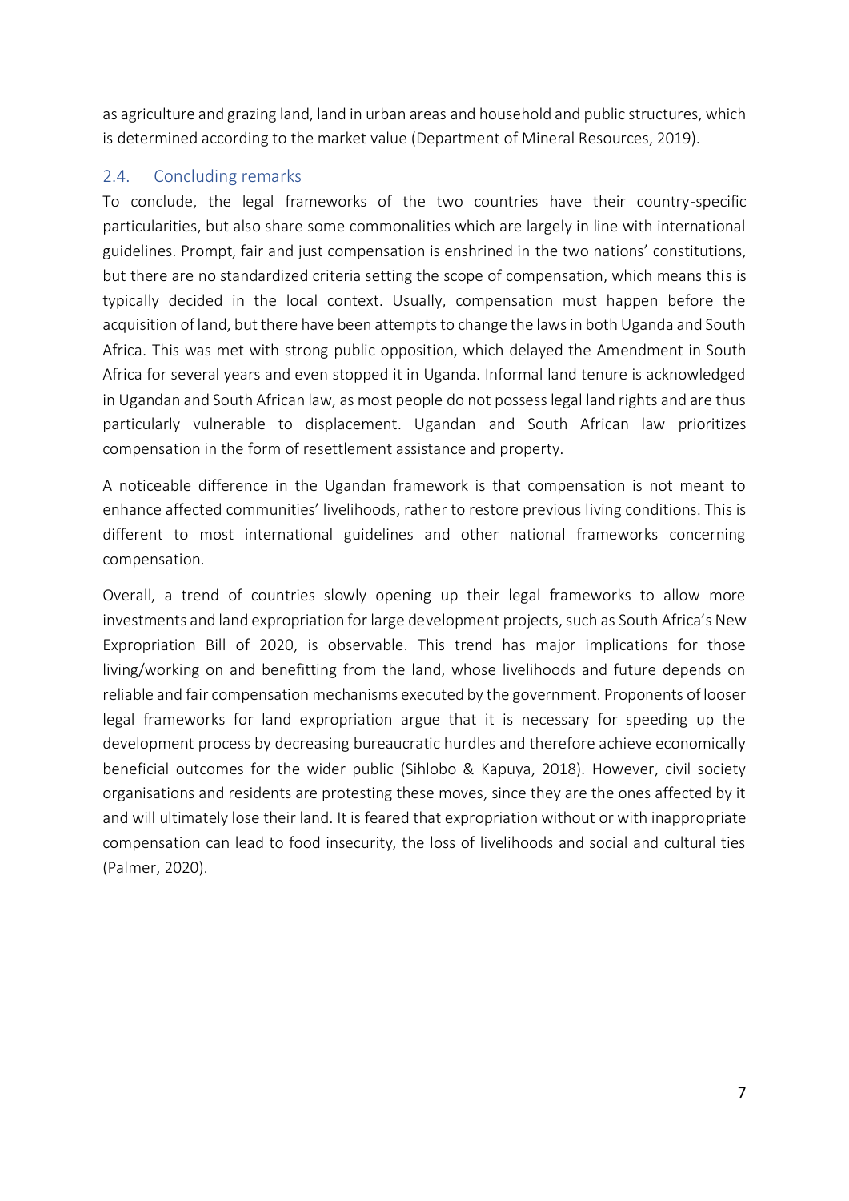as agriculture and grazing land, land in urban areas and household and public structures, which is determined according to the market value (Department of Mineral Resources, 2019).

## 2.4. Concluding remarks

To conclude, the legal frameworks of the two countries have their country-specific particularities, but also share some commonalities which are largely in line with international guidelines. Prompt, fair and just compensation is enshrined in the two nations' constitutions, but there are no standardized criteria setting the scope of compensation, which means this is typically decided in the local context. Usually, compensation must happen before the acquisition of land, but there have been attempts to change the laws in both Uganda and South Africa. This was met with strong public opposition, which delayed the Amendment in South Africa for several years and even stopped it in Uganda. Informal land tenure is acknowledged in Ugandan and South African law, as most people do not possess legal land rights and are thus particularly vulnerable to displacement. Ugandan and South African law prioritizes compensation in the form of resettlement assistance and property.

A noticeable difference in the Ugandan framework is that compensation is not meant to enhance affected communities' livelihoods, rather to restore previous living conditions. This is different to most international guidelines and other national frameworks concerning compensation.

Overall, a trend of countries slowly opening up their legal frameworks to allow more investments and land expropriation for large development projects, such as South Africa's New Expropriation Bill of 2020, is observable. This trend has major implications for those living/working on and benefitting from the land, whose livelihoods and future depends on reliable and fair compensation mechanisms executed by the government. Proponents of looser legal frameworks for land expropriation argue that it is necessary for speeding up the development process by decreasing bureaucratic hurdles and therefore achieve economically beneficial outcomes for the wider public (Sihlobo & Kapuya, 2018). However, civil society organisations and residents are protesting these moves, since they are the ones affected by it and will ultimately lose their land. It is feared that expropriation without or with inappropriate compensation can lead to food insecurity, the loss of livelihoods and social and cultural ties (Palmer, 2020).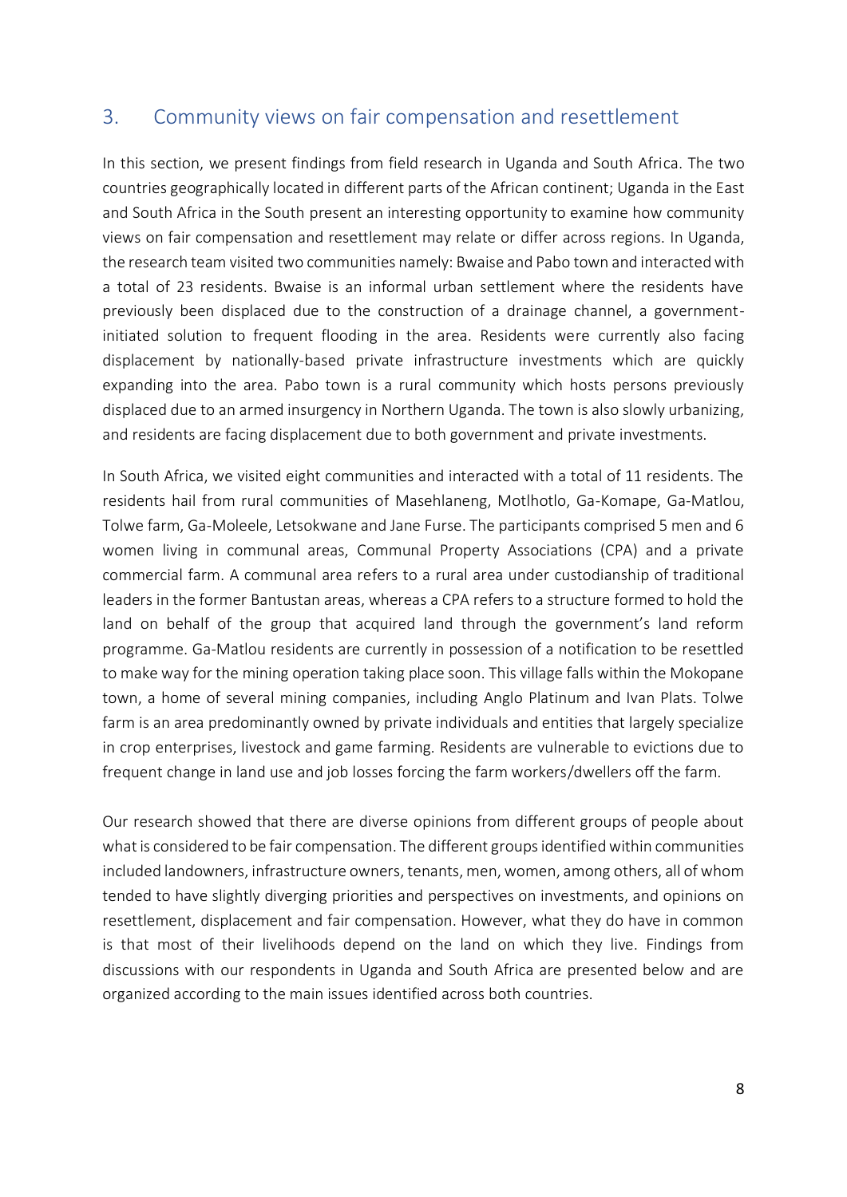## 3. Community views on fair compensation and resettlement

In this section, we present findings from field research in Uganda and South Africa. The two countries geographically located in different parts of the African continent; Uganda in the East and South Africa in the South present an interesting opportunity to examine how community views on fair compensation and resettlement may relate or differ across regions. In Uganda, the research team visited two communities namely: Bwaise and Pabo town and interacted with a total of 23 residents. Bwaise is an informal urban settlement where the residents have previously been displaced due to the construction of a drainage channel, a government-initiated solution to frequent flooding in the area. Residents were currently also facing displacement by nationally-based private infrastructure investments which are quickly expanding into the area. Pabo town is a rural community which hosts persons previously displaced due to an armed insurgency in Northern Uganda. The town is also slowly urbanizing, and residents are facing displacement due to both government and private investments.

In South Africa, we visited eight communities and interacted with a total of 11 residents. The residents hail from rural communities of Masehlaneng, Motlhotlo, Ga-Komape, Ga-Matlou, Tolwe farm, Ga-Moleele, Letsokwane and Jane Furse. The participants comprised 5 men and 6 women living in communal areas, Communal Property Associations (CPA) and a private commercial farm. A communal area refers to a rural area under custodianship of traditional leaders in the former Bantustan areas, whereas a CPA refers to a structure formed to hold the land on behalf of the group that acquired land through the government's land reform programme. Ga-Matlou residents are currently in possession of a notification to be resettled to make way for the mining operation taking place soon. This village falls within the Mokopane town, a home of several mining companies, including Anglo Platinum and Ivan Plats. Tolwe farm is an area predominantly owned by private individuals and entities that largely specialize in crop enterprises, livestock and game farming. Residents are vulnerable to evictions due to frequent change in land use and job losses forcing the farm workers/dwellers off the farm.

Our research showed that there are diverse opinions from different groups of people about what is considered to be fair compensation. The different groups identified within communities included landowners, infrastructure owners, tenants, men, women, among others, all of whom tended to have slightly diverging priorities and perspectives on investments, and opinions on resettlement, displacement and fair compensation. However, what they do have in common is that most of their livelihoods depend on the land on which they live. Findings from discussions with our respondents in Uganda and South Africa are presented below and are organized according to the main issues identified across both countries.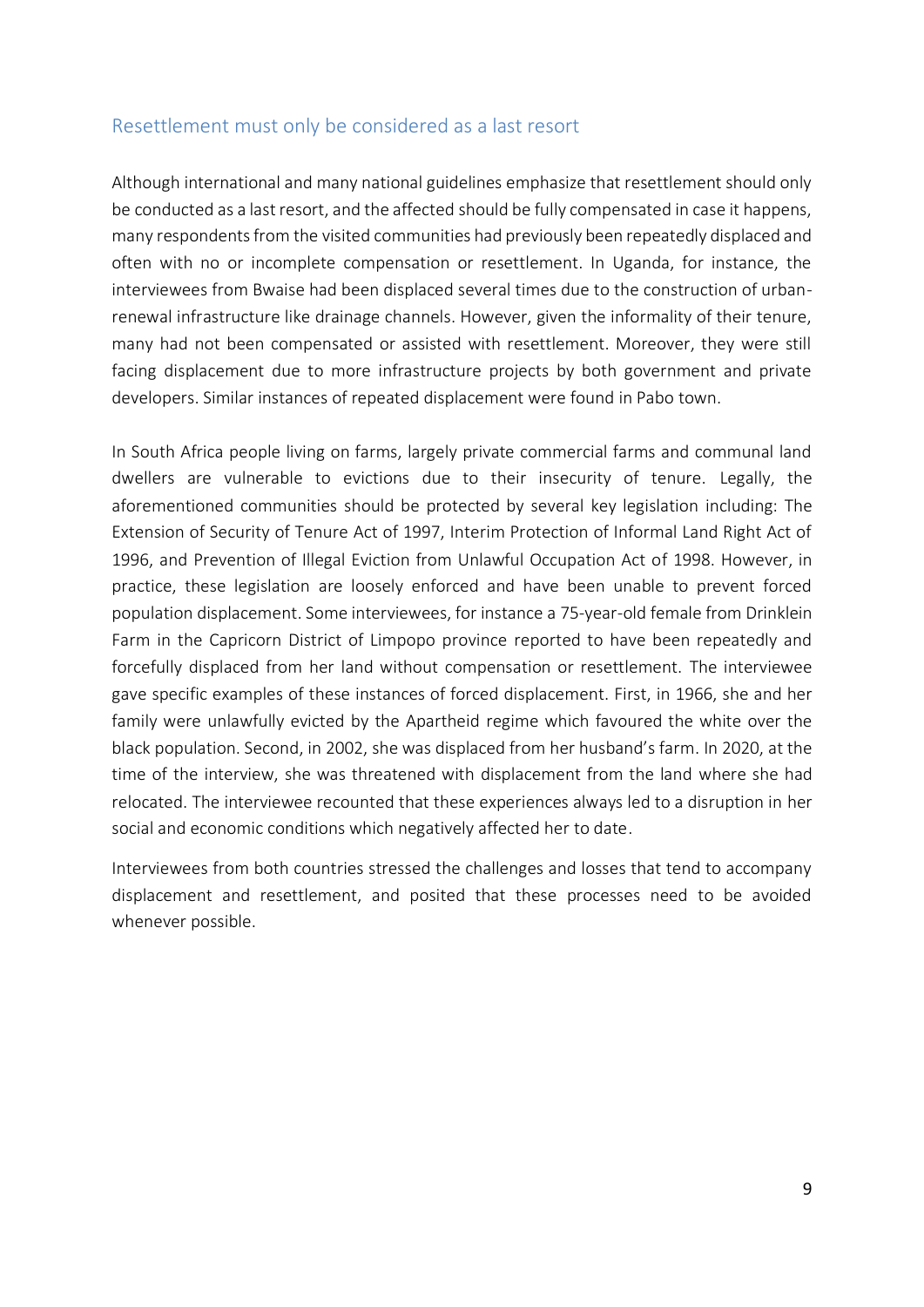## Resettlement must only be considered as a last resort

Although international and many national guidelines emphasize that resettlement should only be conducted as a last resort, and the affected should be fully compensated in case it happens, many respondents from the visited communities had previously been repeatedly displaced and often with no or incomplete compensation or resettlement. In Uganda, for instance, the interviewees from Bwaise had been displaced several times due to the construction of urban-renewal infrastructure like drainage channels. However, given the informality of their tenure, many had not been compensated or assisted with resettlement. Moreover, they were still facing displacement due to more infrastructure projects by both government and private developers. Similar instances of repeated displacement were found in Pabo town.

In South Africa people living on farms, largely private commercial farms and communal land dwellers are vulnerable to evictions due to their insecurity of tenure. Legally, the aforementioned communities should be protected by several key legislation including: The Extension of Security of Tenure Act of 1997, Interim Protection of Informal Land Right Act of 1996, and Prevention of Illegal Eviction from Unlawful Occupation Act of 1998. However, in practice, these legislation are loosely enforced and have been unable to prevent forced population displacement. Some interviewees, for instance a 75-year-old female from Drinklein Farm in the Capricorn District of Limpopo province reported to have been repeatedly and forcefully displaced from her land without compensation or resettlement. The interviewee gave specific examples of these instances of forced displacement. First, in 1966, she and her family were unlawfully evicted by the Apartheid regime which favoured the white over the black population. Second, in 2002, she was displaced from her husband's farm. In 2020, at the time of the interview, she was threatened with displacement from the land where she had relocated. The interviewee recounted that these experiences always led to a disruption in her social and economic conditions which negatively affected her to date.

Interviewees from both countries stressed the challenges and losses that tend to accompany displacement and resettlement, and posited that these processes need to be avoided whenever possible.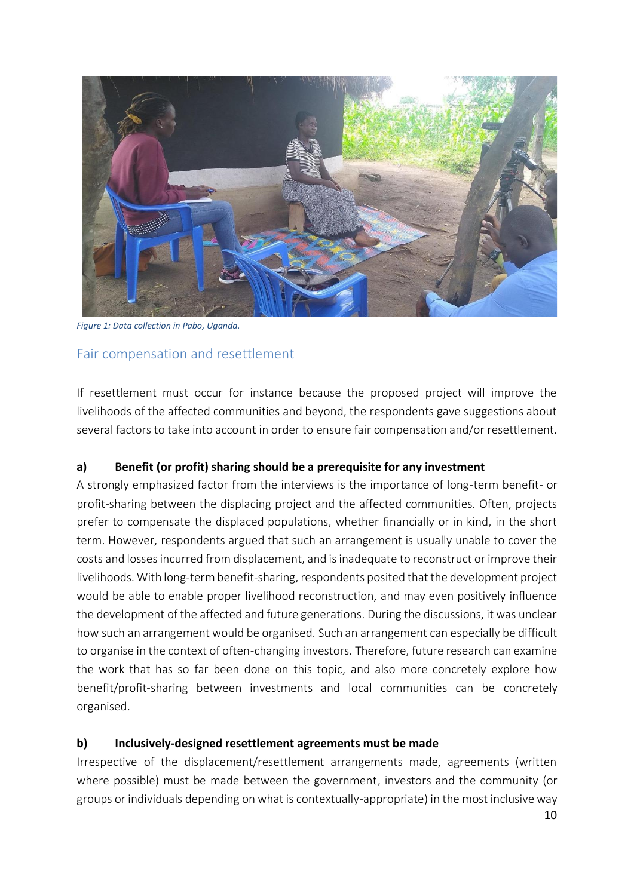*Figure 1: Data collection in Pabo, Uganda.*

## Fair compensation and resettlement

If resettlement must occur for instance because the proposed project will improve the livelihoods of the affected communities and beyond, the respondents gave suggestions about several factors to take into account in order to ensure fair compensation and/or resettlement.

**a) Benefit (or profit) sharing should be a prerequisite for any investment**

A strongly emphasized factor from the interviews is the importance of long-term benefit- or profit-sharing between the displacing project and the affected communities. Often, projects prefer to compensate the displaced populations, whether financially or in kind, in the short term. However, respondents argued that such an arrangement is usually unable to cover the costs and losses incurred from displacement, and is inadequate to reconstruct or improve their livelihoods. With long-term benefit-sharing, respondents posited that the development project would be able to enable proper livelihood reconstruction, and may even positively influence the development of the affected and future generations. During the discussions, it was unclear how such an arrangement would be organised. Such an arrangement can especially be difficult to organise in the context of often-changing investors. Therefore, future research can examine the work that has so far been done on this topic, and also more concretely explore how benefit/profit-sharing between investments and local communities can be concretely organised.

**b) Inclusively-designed resettlement agreements must be made**

Irrespective of the displacement/resettlement arrangements made, agreements (written where possible) must be made between the government, investors and the community (or groups or individuals depending on what is contextually-appropriate) in the most inclusive way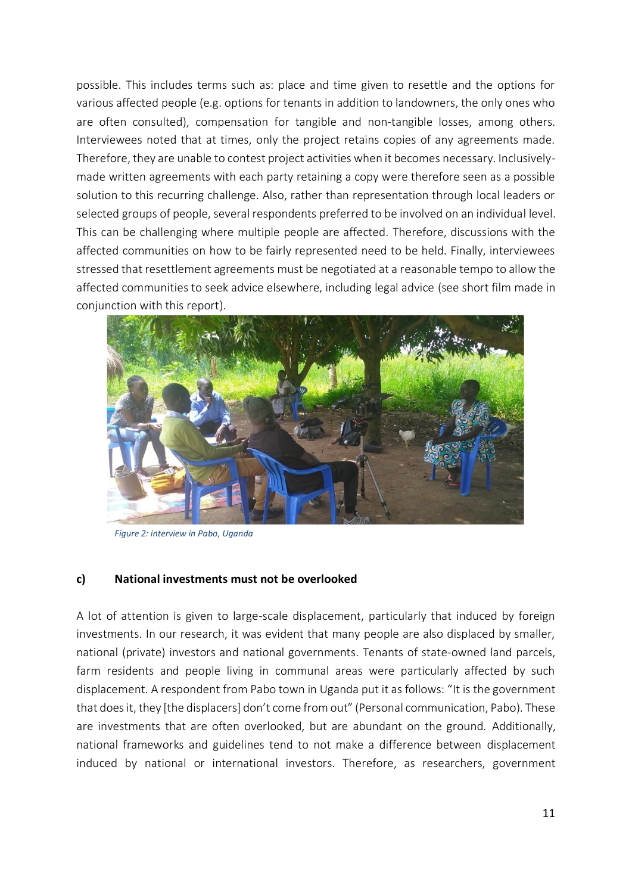possible. This includes terms such as: place and time given to resettle and the options for various affected people (e.g. options for tenants in addition to landowners, the only ones who are often consulted), compensation for tangible and non-tangible losses, among others. Interviewees noted that at times, only the project retains copies of any agreements made. Therefore, they are unable to contest project activities when it becomes necessary. Inclusively-made written agreements with each party retaining a copy were therefore seen as a possible solution to this recurring challenge. Also, rather than representation through local leaders or selected groups of people, several respondents preferred to be involved on an individual level. This can be challenging where multiple people are affected. Therefore, discussions with the affected communities on how to be fairly represented need to be held. Finally, interviewees stressed that resettlement agreements must be negotiated at a reasonable tempo to allow the affected communities to seek advice elsewhere, including legal advice (see short film made in conjunction with this report).

*Figure 2: interview in Pabo, Uganda*

#### c) National investments must not be overlooked

A lot of attention is given to large-scale displacement, particularly that induced by foreign investments. In our research, it was evident that many people are also displaced by smaller, national (private) investors and national governments. Tenants of state-owned land parcels, farm residents and people living in communal areas were particularly affected by such displacement. A respondent from Pabo town in Uganda put it as follows: "It is the government that does it, they [the displacers] don't come from out" (Personal communication, Pabo). These are investments that are often overlooked, but are abundant on the ground. Additionally, national frameworks and guidelines tend to not make a difference between displacement induced by national or international investors. Therefore, as researchers, government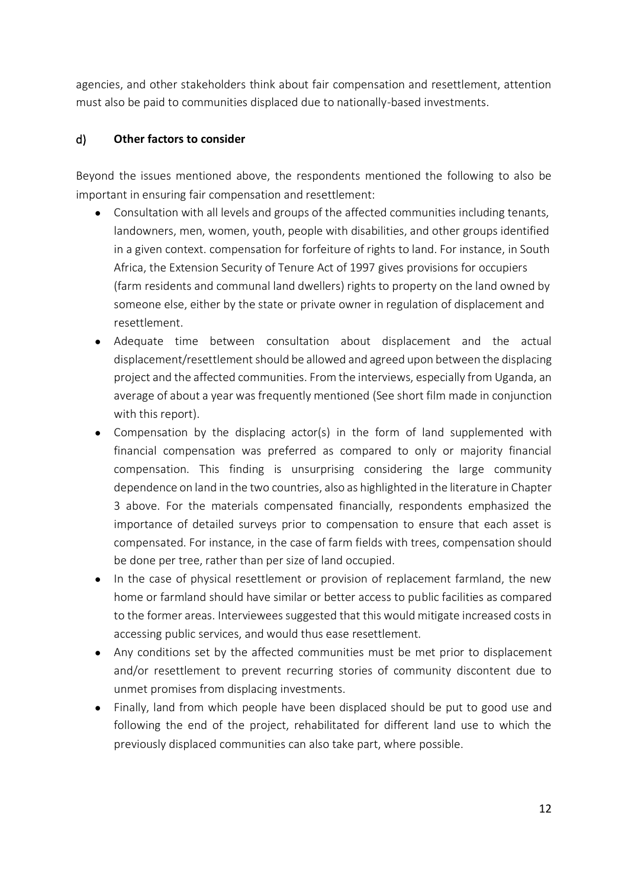agencies, and other stakeholders think about fair compensation and resettlement, attention must also be paid to communities displaced due to nationally-based investments.

### d) Other factors to consider

Beyond the issues mentioned above, the respondents mentioned the following to also be important in ensuring fair compensation and resettlement:

- Consultation with all levels and groups of the affected communities including tenants, landowners, men, women, youth, people with disabilities, and other groups identified in a given context. compensation for forfeiture of rights to land. For instance, in South Africa, the Extension Security of Tenure Act of 1997 gives provisions for occupiers (farm residents and communal land dwellers) rights to property on the land owned by someone else, either by the state or private owner in regulation of displacement and resettlement.
- Adequate time between consultation about displacement and the actual displacement/resettlement should be allowed and agreed upon between the displacing project and the affected communities. From the interviews, especially from Uganda, an average of about a year was frequently mentioned (See short film made in conjunction with this report).
- Compensation by the displacing actor(s) in the form of land supplemented with financial compensation was preferred as compared to only or majority financial compensation. This finding is unsurprising considering the large community dependence on land in the two countries, also as highlighted in the literature in Chapter 3 above. For the materials compensated financially, respondents emphasized the importance of detailed surveys prior to compensation to ensure that each asset is compensated. For instance, in the case of farm fields with trees, compensation should be done per tree, rather than per size of land occupied.
- In the case of physical resettlement or provision of replacement farmland, the new home or farmland should have similar or better access to public facilities as compared to the former areas. Interviewees suggested that this would mitigate increased costs in accessing public services, and would thus ease resettlement.
- Any conditions set by the affected communities must be met prior to displacement and/or resettlement to prevent recurring stories of community discontent due to unmet promises from displacing investments.
- Finally, land from which people have been displaced should be put to good use and following the end of the project, rehabilitated for different land use to which the previously displaced communities can also take part, where possible.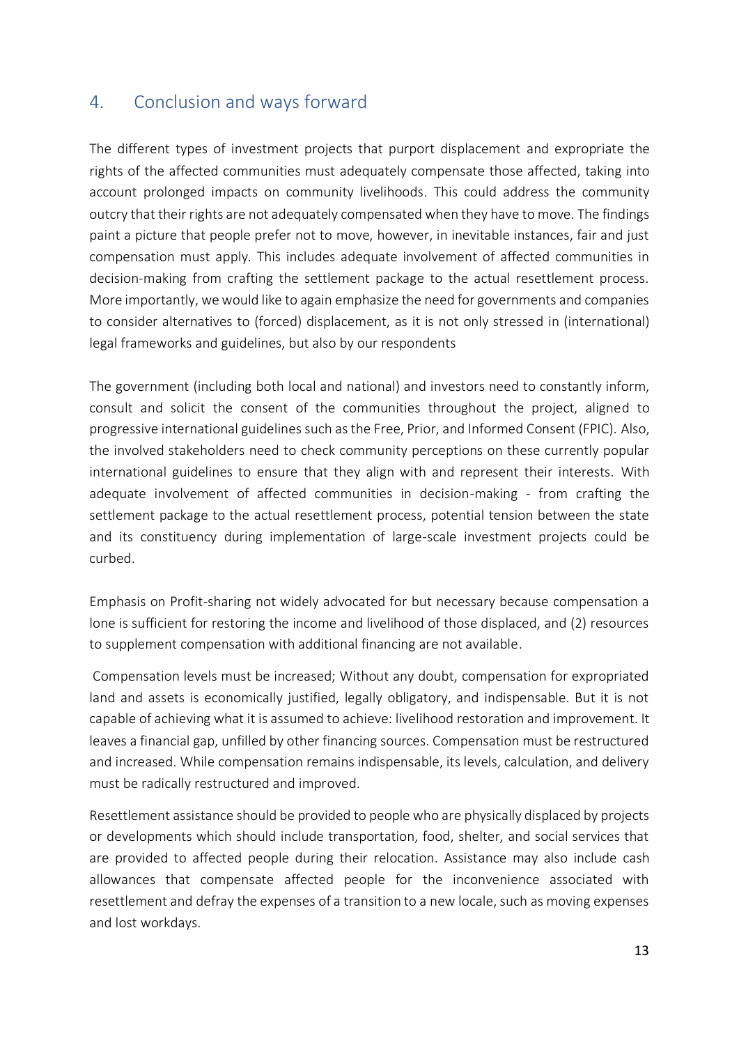## 4. Conclusion and ways forward

The different types of investment projects that purport displacement and expropriate the rights of the affected communities must adequately compensate those affected, taking into account prolonged impacts on community livelihoods. This could address the community outcry that their rights are not adequately compensated when they have to move. The findings paint a picture that people prefer not to move, however, in inevitable instances, fair and just compensation must apply. This includes adequate involvement of affected communities in decision-making from crafting the settlement package to the actual resettlement process. More importantly, we would like to again emphasize the need for governments and companies to consider alternatives to (forced) displacement, as it is not only stressed in (international) legal frameworks and guidelines, but also by our respondents

The government (including both local and national) and investors need to constantly inform, consult and solicit the consent of the communities throughout the project, aligned to progressive international guidelines such as the Free, Prior, and Informed Consent (FPIC). Also, the involved stakeholders need to check community perceptions on these currently popular international guidelines to ensure that they align with and represent their interests. With adequate involvement of affected communities in decision-making - from crafting the settlement package to the actual resettlement process, potential tension between the state and its constituency during implementation of large-scale investment projects could be curbed.

Emphasis on Profit-sharing not widely advocated for but necessary because compensation a lone is sufficient for restoring the income and livelihood of those displaced, and (2) resources to supplement compensation with additional financing are not available.

Compensation levels must be increased; Without any doubt, compensation for expropriated land and assets is economically justified, legally obligatory, and indispensable. But it is not capable of achieving what it is assumed to achieve: livelihood restoration and improvement. It leaves a financial gap, unfilled by other financing sources. Compensation must be restructured and increased. While compensation remains indispensable, its levels, calculation, and delivery must be radically restructured and improved.

Resettlement assistance should be provided to people who are physically displaced by projects or developments which should include transportation, food, shelter, and social services that are provided to affected people during their relocation. Assistance may also include cash allowances that compensate affected people for the inconvenience associated with resettlement and defray the expenses of a transition to a new locale, such as moving expenses and lost workdays.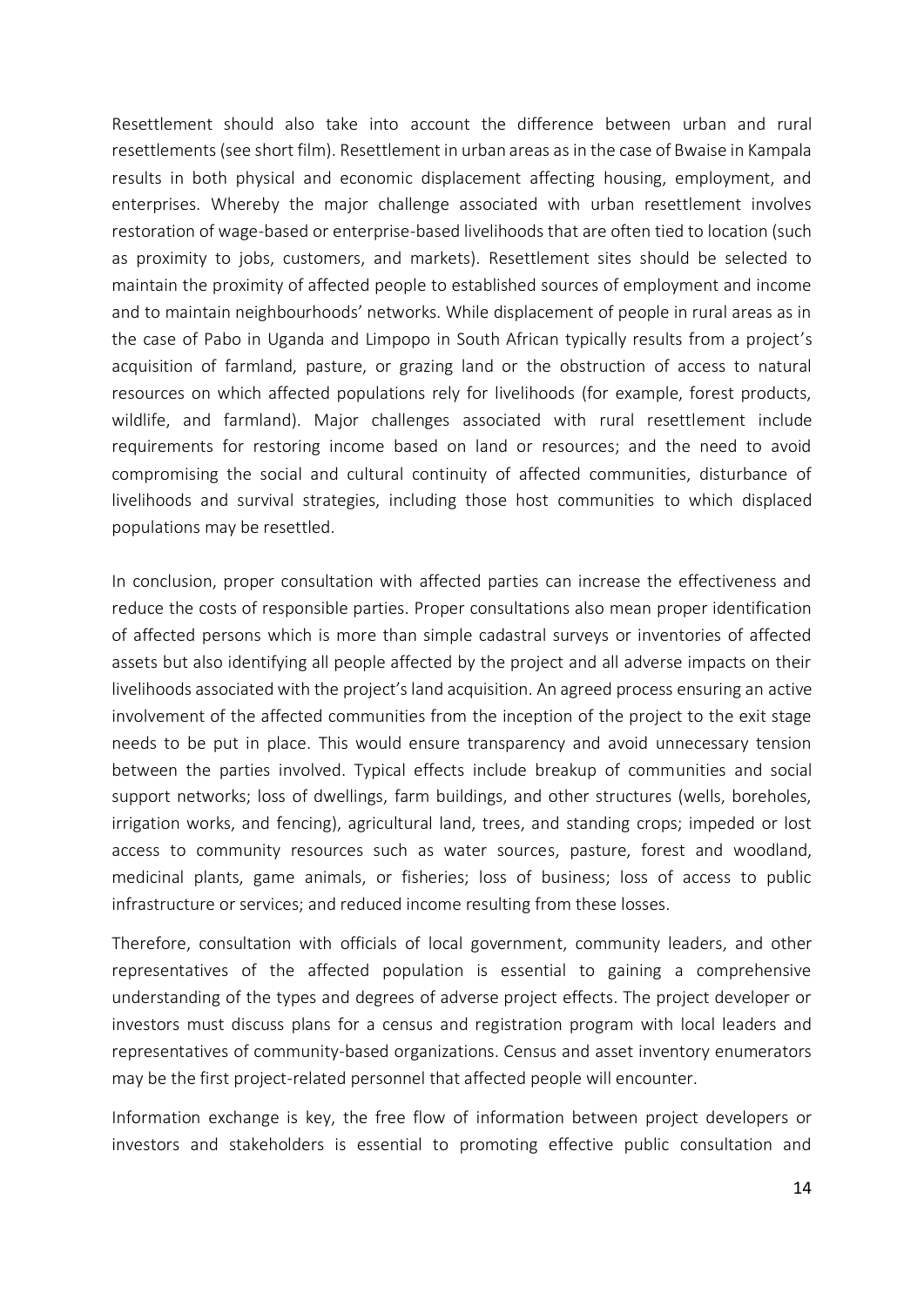Resettlement should also take into account the difference between urban and rural resettlements (see short film). Resettlement in urban areas as in the case of Bwaise in Kampala results in both physical and economic displacement affecting housing, employment, and enterprises. Whereby the major challenge associated with urban resettlement involves restoration of wage-based or enterprise-based livelihoods that are often tied to location (such as proximity to jobs, customers, and markets). Resettlement sites should be selected to maintain the proximity of affected people to established sources of employment and income and to maintain neighbourhoods' networks. While displacement of people in rural areas as in the case of Pabo in Uganda and Limpopo in South African typically results from a project's acquisition of farmland, pasture, or grazing land or the obstruction of access to natural resources on which affected populations rely for livelihoods (for example, forest products, wildlife, and farmland). Major challenges associated with rural resettlement include requirements for restoring income based on land or resources; and the need to avoid compromising the social and cultural continuity of affected communities, disturbance of livelihoods and survival strategies, including those host communities to which displaced populations may be resettled.

In conclusion, proper consultation with affected parties can increase the effectiveness and reduce the costs of responsible parties. Proper consultations also mean proper identification of affected persons which is more than simple cadastral surveys or inventories of affected assets but also identifying all people affected by the project and all adverse impacts on their livelihoods associated with the project's land acquisition. An agreed process ensuring an active involvement of the affected communities from the inception of the project to the exit stage needs to be put in place. This would ensure transparency and avoid unnecessary tension between the parties involved. Typical effects include breakup of communities and social support networks; loss of dwellings, farm buildings, and other structures (wells, boreholes, irrigation works, and fencing), agricultural land, trees, and standing crops; impeded or lost access to community resources such as water sources, pasture, forest and woodland, medicinal plants, game animals, or fisheries; loss of business; loss of access to public infrastructure or services; and reduced income resulting from these losses.

Therefore, consultation with officials of local government, community leaders, and other representatives of the affected population is essential to gaining a comprehensive understanding of the types and degrees of adverse project effects. The project developer or investors must discuss plans for a census and registration program with local leaders and representatives of community-based organizations. Census and asset inventory enumerators may be the first project-related personnel that affected people will encounter.

Information exchange is key, the free flow of information between project developers or investors and stakeholders is essential to promoting effective public consultation and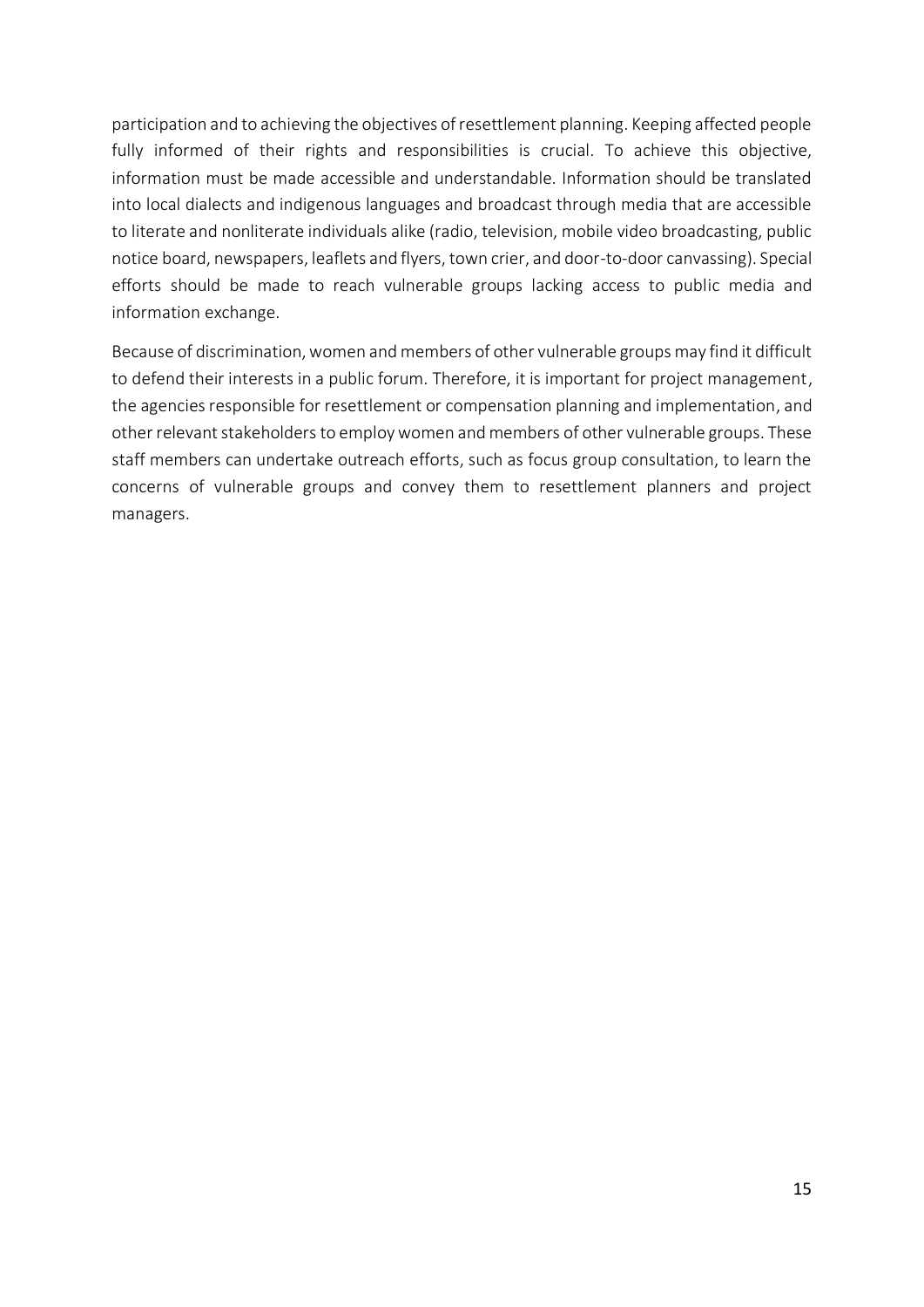participation and to achieving the objectives of resettlement planning. Keeping affected people fully informed of their rights and responsibilities is crucial. To achieve this objective, information must be made accessible and understandable. Information should be translated into local dialects and indigenous languages and broadcast through media that are accessible to literate and nonliterate individuals alike (radio, television, mobile video broadcasting, public notice board, newspapers, leaflets and flyers, town crier, and door-to-door canvassing). Special efforts should be made to reach vulnerable groups lacking access to public media and information exchange.

Because of discrimination, women and members of other vulnerable groups may find it difficult to defend their interests in a public forum. Therefore, it is important for project management, the agencies responsible for resettlement or compensation planning and implementation, and other relevant stakeholders to employ women and members of other vulnerable groups. These staff members can undertake outreach efforts, such as focus group consultation, to learn the concerns of vulnerable groups and convey them to resettlement planners and project managers.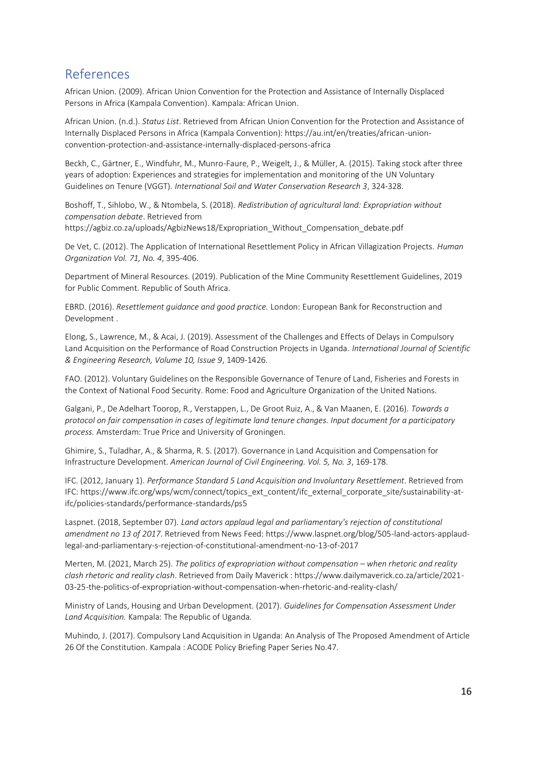## References

African Union. (2009). African Union Convention for the Protection and Assistance of Internally Displaced Persons in Africa (Kampala Convention). Kampala: African Union.

African Union. (n.d.). *Status List*. Retrieved from African Union Convention for the Protection and Assistance of Internally Displaced Persons in Africa (Kampala Convention): https://au.int/en/treaties/african-union-convention-protection-and-assistance-internally-displaced-persons-africa

Beckh, C., Gärtner, E., Windfuhr, M., Munro-Faure, P., Weigelt, J., & Müller, A. (2015). Taking stock after three years of adoption: Experiences and strategies for implementation and monitoring of the UN Voluntary Guidelines on Tenure (VGGT). *International Soil and Water Conservation Research 3*, 324-328.

Boshoff, T., Sihlobo, W., & Ntombela, S. (2018). *Redistribution of agricultural land: Expropriation without compensation debate*. Retrieved from https://agbiz.co.za/uploads/AgbizNews18/Expropriation_Without_Compensation_debate.pdf

De Vet, C. (2012). The Application of International Resettlement Policy in African Villagization Projects. *Human Organization Vol. 71, No. 4*, 395-406.

Department of Mineral Resources. (2019). Publication of the Mine Community Resettlement Guidelines, 2019 for Public Comment. Republic of South Africa.

EBRD. (2016). *Resettlement guidance and good practice.* London: European Bank for Reconstruction and Development .

Elong, S., Lawrence, M., & Acai, J. (2019). Assessment of the Challenges and Effects of Delays in Compulsory Land Acquisition on the Performance of Road Construction Projects in Uganda. *International Journal of Scientific & Engineering Research, Volume 10, Issue 9*, 1409-1426.

FAO. (2012). Voluntary Guidelines on the Responsible Governance of Tenure of Land, Fisheries and Forests in the Context of National Food Security. Rome: Food and Agriculture Organization of the United Nations.

Galgani, P., De Adelhart Toorop, R., Verstappen, L., De Groot Ruiz, A., & Van Maanen, E. (2016). *Towards a protocol on fair compensation in cases of legitimate land tenure changes. Input document for a participatory process.* Amsterdam: True Price and University of Groningen.

Ghimire, S., Tuladhar, A., & Sharma, R. S. (2017). Governance in Land Acquisition and Compensation for Infrastructure Development. *American Journal of Civil Engineering. Vol. 5, No. 3*, 169-178.

IFC. (2012, January 1). *Performance Standard 5 Land Acquisition and Involuntary Resettlement*. Retrieved from IFC: https://www.ifc.org/wps/wcm/connect/topics_ext_content/ifc_external_corporate_site/sustainability-at-ifc/policies-standards/performance-standards/ps5

Laspnet. (2018, September 07). *Land actors applaud legal and parliamentary's rejection of constitutional amendment no 13 of 2017*. Retrieved from News Feed: https://www.laspnet.org/blog/505-land-actors-applaud-legal-and-parliamentary-s-rejection-of-constitutional-amendment-no-13-of-2017

Merten, M. (2021, March 25). *The politics of expropriation without compensation – when rhetoric and reality clash rhetoric and reality clash*. Retrieved from Daily Maverick : https://www.dailymaverick.co.za/article/2021-03-25-the-politics-of-expropriation-without-compensation-when-rhetoric-and-reality-clash/

Ministry of Lands, Housing and Urban Development. (2017). *Guidelines for Compensation Assessment Under Land Acquisition.* Kampala: The Republic of Uganda.

Muhindo, J. (2017). Compulsory Land Acquisition in Uganda: An Analysis of The Proposed Amendment of Article 26 Of the Constitution. Kampala : ACODE Policy Briefing Paper Series No.47.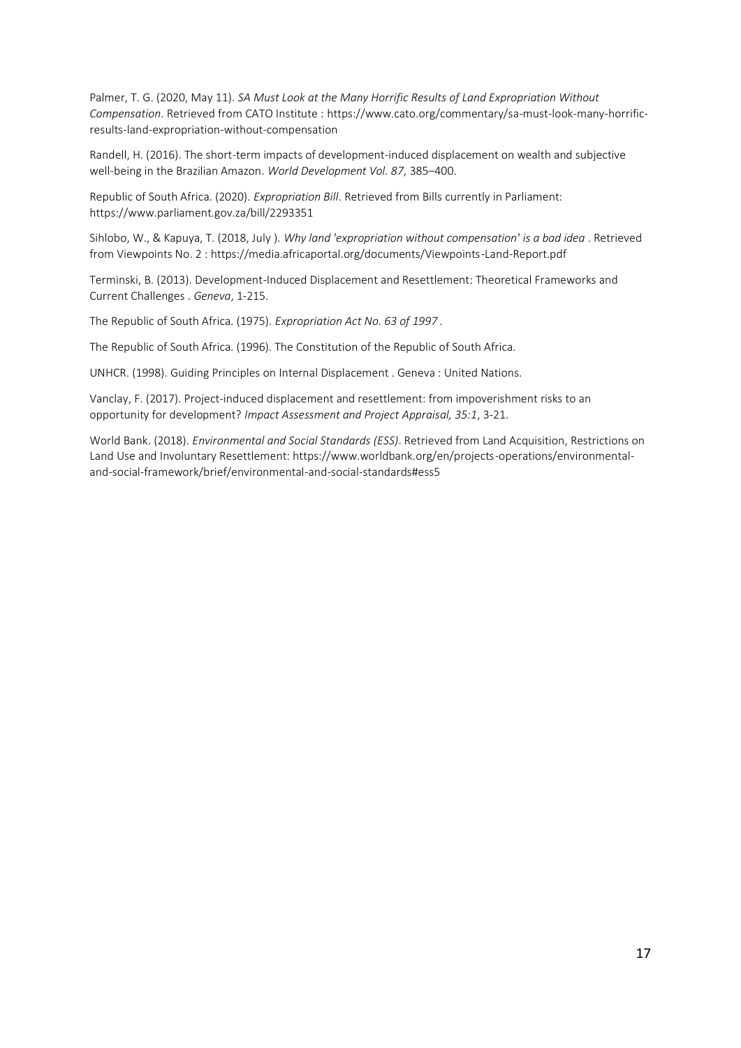Palmer, T. G. (2020, May 11). *SA Must Look at the Many Horrific Results of Land Expropriation Without Compensation*. Retrieved from CATO Institute : https://www.cato.org/commentary/sa-must-look-many-horrific-results-land-expropriation-without-compensation

Randell, H. (2016). The short-term impacts of development-induced displacement on wealth and subjective well-being in the Brazilian Amazon. *World Development Vol. 87*, 385–400.

Republic of South Africa. (2020). *Expropriation Bill*. Retrieved from Bills currently in Parliament: https://www.parliament.gov.za/bill/2293351

Sihlobo, W., & Kapuya, T. (2018, July ). *Why land 'expropriation without compensation' is a bad idea* . Retrieved from Viewpoints No. 2 : https://media.africaportal.org/documents/Viewpoints-Land-Report.pdf

Terminski, B. (2013). Development-Induced Displacement and Resettlement: Theoretical Frameworks and Current Challenges . *Geneva*, 1-215.

The Republic of South Africa. (1975). *Expropriation Act No. 63 of 1997* .

The Republic of South Africa. (1996). The Constitution of the Republic of South Africa.

UNHCR. (1998). Guiding Principles on Internal Displacement . Geneva : United Nations.

Vanclay, F. (2017). Project-induced displacement and resettlement: from impoverishment risks to an opportunity for development? *Impact Assessment and Project Appraisal, 35:1*, 3-21.

World Bank. (2018). *Environmental and Social Standards (ESS)*. Retrieved from Land Acquisition, Restrictions on Land Use and Involuntary Resettlement: https://www.worldbank.org/en/projects-operations/environmental-and-social-framework/brief/environmental-and-social-standards#ess5